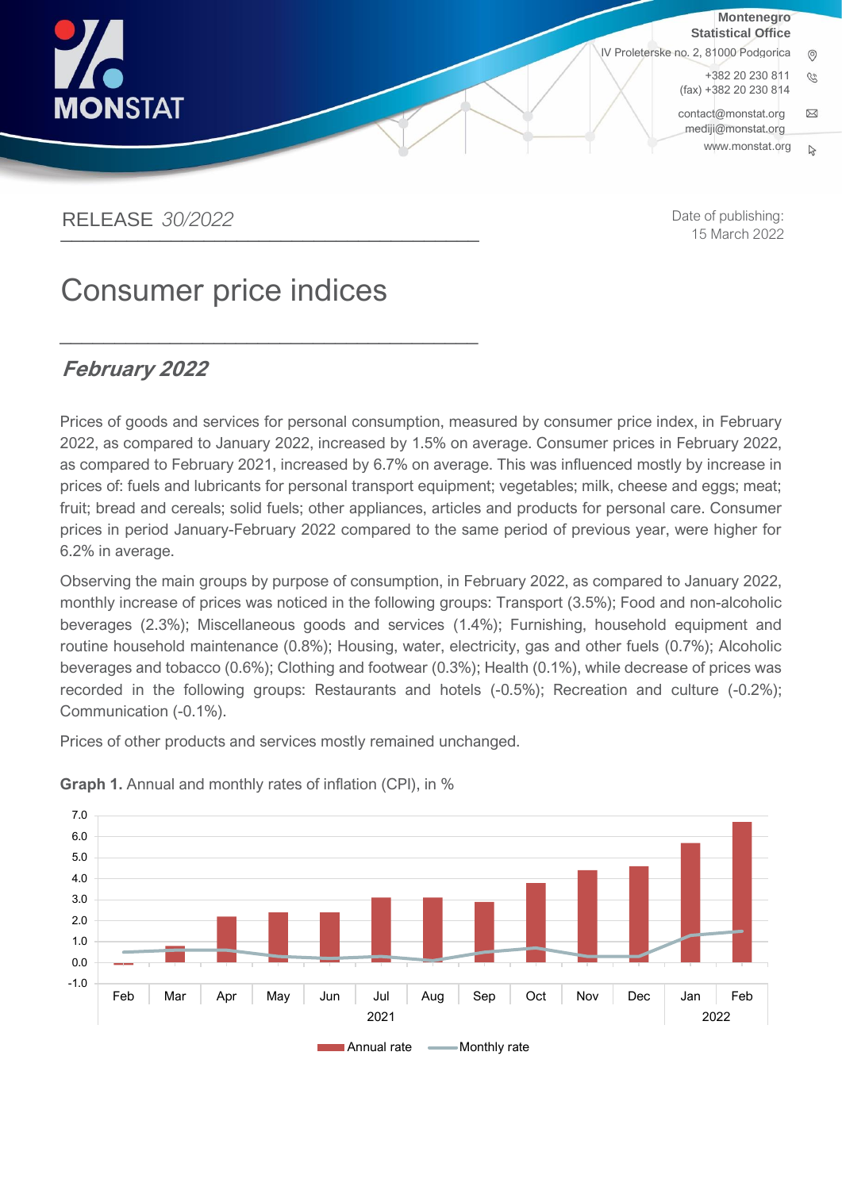MONSTAT

Montenegro Statistical Office
IV Proleterske no. 2, 81000 Podgorica
+382 20 230 811
(fax) +382 20 230 814
contact@monstat.org
mediji@monstat.org
www.monstat.org

RELEASE *30/2022*

Date of publishing:
15 March 2022

# Consumer price indices

## *February 2022*

Prices of goods and services for personal consumption, measured by consumer price index, in February 2022, as compared to January 2022, increased by 1.5% on average. Consumer prices in February 2022, as compared to February 2021, increased by 6.7% on average. This was influenced mostly by increase in prices of: fuels and lubricants for personal transport equipment; vegetables; milk, cheese and eggs; meat; fruit; bread and cereals; solid fuels; other appliances, articles and products for personal care. Consumer prices in period January-February 2022 compared to the same period of previous year, were higher for 6.2% in average.

Observing the main groups by purpose of consumption, in February 2022, as compared to January 2022, monthly increase of prices was noticed in the following groups: Transport (3.5%); Food and non-alcoholic beverages (2.3%); Miscellaneous goods and services (1.4%); Furnishing, household equipment and routine household maintenance (0.8%); Housing, water, electricity, gas and other fuels (0.7%); Alcoholic beverages and tobacco (0.6%); Clothing and footwear (0.3%); Health (0.1%), while decrease of prices was recorded in the following groups: Restaurants and hotels (-0.5%); Recreation and culture (-0.2%); Communication (-0.1%).

Prices of other products and services mostly remained unchanged.

**Graph 1.** Annual and monthly rates of inflation (CPI), in %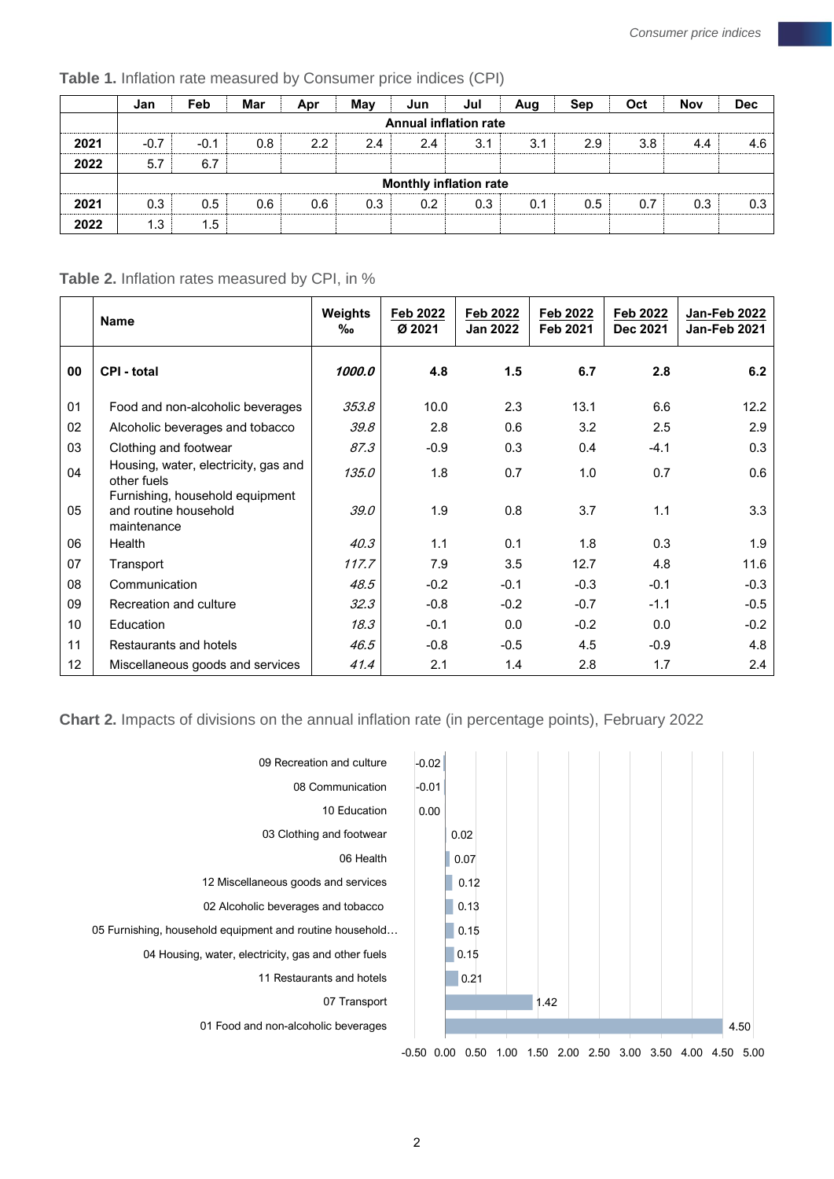**Table 1.** Inflation rate measured by Consumer price indices (CPI)

| | Jan | Feb | Mar | Apr | May | Jun | Jul | Aug | Sep | Oct | Nov | Dec |
|---|---|---|---|---|---|---|---|---|---|---|---|---|
| | **Annual inflation rate** | | | | | | | | | | | |
| **2021** | -0.7 | -0.1 | 0.8 | 2.2 | 2.4 | 2.4 | 3.1 | 3.1 | 2.9 | 3.8 | 4.4 | 4.6 |
| **2022** | 5.7 | 6.7 | | | | | | | | | | |
| | **Monthly inflation rate** | | | | | | | | | | | |
| **2021** | 0.3 | 0.5 | 0.6 | 0.6 | 0.3 | 0.2 | 0.3 | 0.1 | 0.5 | 0.7 | 0.3 | 0.3 |
| **2022** | 1.3 | 1.5 | | | | | | | | | | |

**Table 2.** Inflation rates measured by CPI, in %

| | Name | Weights ‰ | Feb 2022 / Ø 2021 | Feb 2022 / Jan 2022 | Feb 2022 / Feb 2021 | Feb 2022 / Dec 2021 | Jan-Feb 2022 / Jan-Feb 2021 |
|---|---|---|---|---|---|---|---|
| **00** | **CPI - total** | ***1000.0*** | **4.8** | **1.5** | **6.7** | **2.8** | **6.2** |
| 01 | Food and non-alcoholic beverages | *353.8* | 10.0 | 2.3 | 13.1 | 6.6 | 12.2 |
| 02 | Alcoholic beverages and tobacco | *39.8* | 2.8 | 0.6 | 3.2 | 2.5 | 2.9 |
| 03 | Clothing and footwear | *87.3* | -0.9 | 0.3 | 0.4 | -4.1 | 0.3 |
| 04 | Housing, water, electricity, gas and other fuels | *135.0* | 1.8 | 0.7 | 1.0 | 0.7 | 0.6 |
| 05 | Furnishing, household equipment and routine household maintenance | *39.0* | 1.9 | 0.8 | 3.7 | 1.1 | 3.3 |
| 06 | Health | *40.3* | 1.1 | 0.1 | 1.8 | 0.3 | 1.9 |
| 07 | Transport | *117.7* | 7.9 | 3.5 | 12.7 | 4.8 | 11.6 |
| 08 | Communication | *48.5* | -0.2 | -0.1 | -0.3 | -0.1 | -0.3 |
| 09 | Recreation and culture | *32.3* | -0.8 | -0.2 | -0.7 | -1.1 | -0.5 |
| 10 | Education | *18.3* | -0.1 | 0.0 | -0.2 | 0.0 | -0.2 |
| 11 | Restaurants and hotels | *46.5* | -0.8 | -0.5 | 4.5 | -0.9 | 4.8 |
| 12 | Miscellaneous goods and services | *41.4* | 2.1 | 1.4 | 2.8 | 1.7 | 2.4 |

**Chart 2.** Impacts of divisions on the annual inflation rate (in percentage points), February 2022

| Division | Impact |
|---|---|
| 09 Recreation and culture | -0.02 |
| 08 Communication | -0.01 |
| 10 Education | 0.00 |
| 03 Clothing and footwear | 0.02 |
| 06 Health | 0.07 |
| 12 Miscellaneous goods and services | 0.12 |
| 02 Alcoholic beverages and tobacco | 0.13 |
| 05 Furnishing, household equipment and routine household… | 0.15 |
| 04 Housing, water, electricity, gas and other fuels | 0.15 |
| 11 Restaurants and hotels | 0.21 |
| 07 Transport | 1.42 |
| 01 Food and non-alcoholic beverages | 4.50 |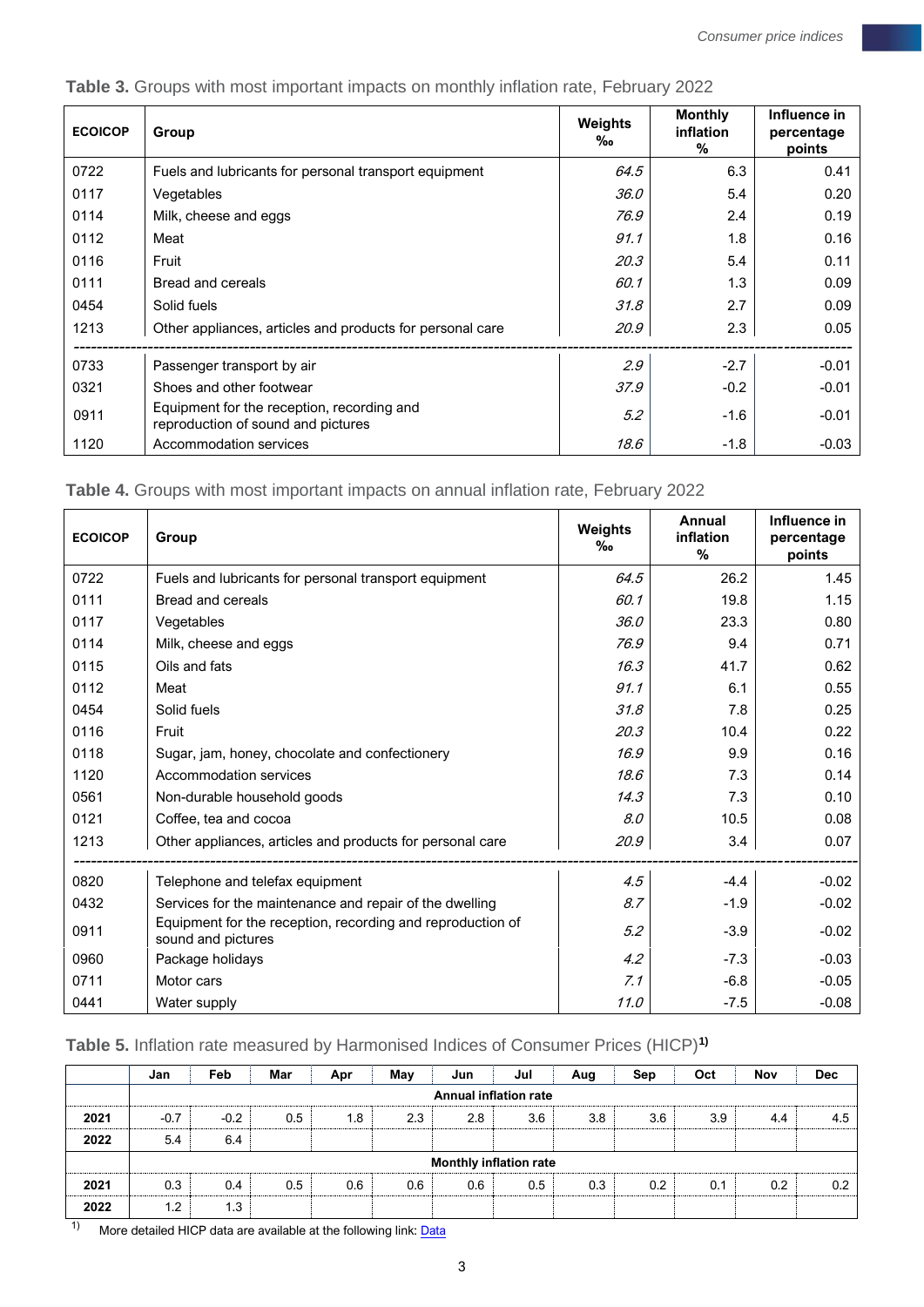**Table 3.** Groups with most important impacts on monthly inflation rate, February 2022

| ECOICOP | Group | Weights ‰ | Monthly inflation % | Influence in percentage points |
|---|---|---|---|---|
| 0722 | Fuels and lubricants for personal transport equipment | *64.5* | 6.3 | 0.41 |
| 0117 | Vegetables | *36.0* | 5.4 | 0.20 |
| 0114 | Milk, cheese and eggs | *76.9* | 2.4 | 0.19 |
| 0112 | Meat | *91.1* | 1.8 | 0.16 |
| 0116 | Fruit | *20.3* | 5.4 | 0.11 |
| 0111 | Bread and cereals | *60.1* | 1.3 | 0.09 |
| 0454 | Solid fuels | *31.8* | 2.7 | 0.09 |
| 1213 | Other appliances, articles and products for personal care | *20.9* | 2.3 | 0.05 |
| 0733 | Passenger transport by air | *2.9* | -2.7 | -0.01 |
| 0321 | Shoes and other footwear | *37.9* | -0.2 | -0.01 |
| 0911 | Equipment for the reception, recording and reproduction of sound and pictures | *5.2* | -1.6 | -0.01 |
| 1120 | Accommodation services | *18.6* | -1.8 | -0.03 |

**Table 4.** Groups with most important impacts on annual inflation rate, February 2022

| ECOICOP | Group | Weights ‰ | Annual inflation % | Influence in percentage points |
|---|---|---|---|---|
| 0722 | Fuels and lubricants for personal transport equipment | *64.5* | 26.2 | 1.45 |
| 0111 | Bread and cereals | *60.1* | 19.8 | 1.15 |
| 0117 | Vegetables | *36.0* | 23.3 | 0.80 |
| 0114 | Milk, cheese and eggs | *76.9* | 9.4 | 0.71 |
| 0115 | Oils and fats | *16.3* | 41.7 | 0.62 |
| 0112 | Meat | *91.1* | 6.1 | 0.55 |
| 0454 | Solid fuels | *31.8* | 7.8 | 0.25 |
| 0116 | Fruit | *20.3* | 10.4 | 0.22 |
| 0118 | Sugar, jam, honey, chocolate and confectionery | *16.9* | 9.9 | 0.16 |
| 1120 | Accommodation services | *18.6* | 7.3 | 0.14 |
| 0561 | Non-durable household goods | *14.3* | 7.3 | 0.10 |
| 0121 | Coffee, tea and cocoa | *8.0* | 10.5 | 0.08 |
| 1213 | Other appliances, articles and products for personal care | *20.9* | 3.4 | 0.07 |
| 0820 | Telephone and telefax equipment | *4.5* | -4.4 | -0.02 |
| 0432 | Services for the maintenance and repair of the dwelling | *8.7* | -1.9 | -0.02 |
| 0911 | Equipment for the reception, recording and reproduction of sound and pictures | *5.2* | -3.9 | -0.02 |
| 0960 | Package holidays | *4.2* | -7.3 | -0.03 |
| 0711 | Motor cars | *7.1* | -6.8 | -0.05 |
| 0441 | Water supply | *11.0* | -7.5 | -0.08 |

**Table 5.** Inflation rate measured by Harmonised Indices of Consumer Prices (HICP)[1)]

| | Jan | Feb | Mar | Apr | May | Jun | Jul | Aug | Sep | Oct | Nov | Dec |
|---|---|---|---|---|---|---|---|---|---|---|---|---|
| | **Annual inflation rate** | | | | | | | | | | | |
| **2021** | -0.7 | -0.2 | 0.5 | 1.8 | 2.3 | 2.8 | 3.6 | 3.8 | 3.6 | 3.9 | 4.4 | 4.5 |
| **2022** | 5.4 | 6.4 | | | | | | | | | | |
| | **Monthly inflation rate** | | | | | | | | | | | |
| **2021** | 0.3 | 0.4 | 0.5 | 0.6 | 0.6 | 0.6 | 0.5 | 0.3 | 0.2 | 0.1 | 0.2 | 0.2 |
| **2022** | 1.2 | 1.3 | | | | | | | | | | |

1) More detailed HICP data are available at the following link: Data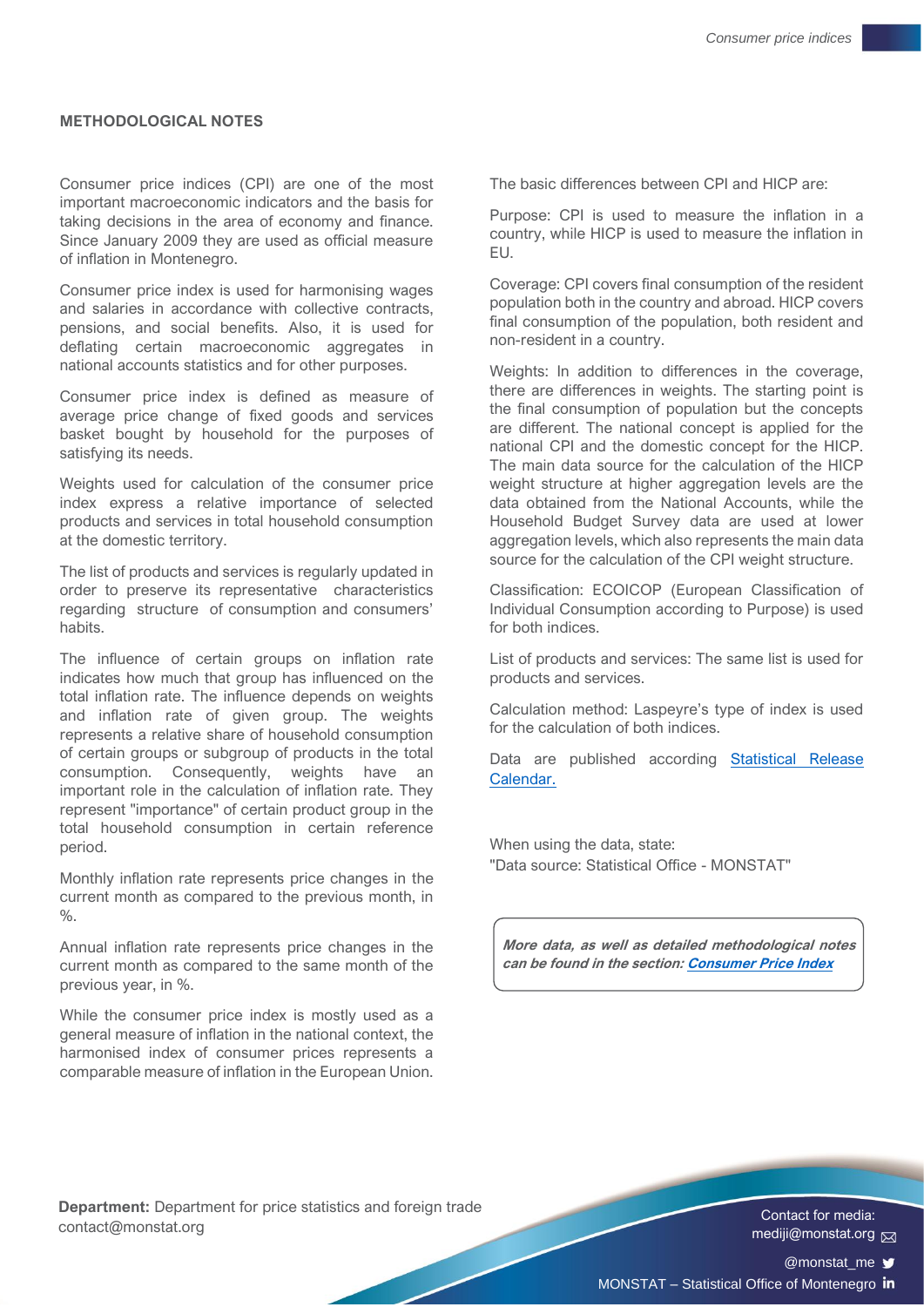## METHODOLOGICAL NOTES

Consumer price indices (CPI) are one of the most important macroeconomic indicators and the basis for taking decisions in the area of economy and finance. Since January 2009 they are used as official measure of inflation in Montenegro.

Consumer price index is used for harmonising wages and salaries in accordance with collective contracts, pensions, and social benefits. Also, it is used for deflating certain macroeconomic aggregates in national accounts statistics and for other purposes.

Consumer price index is defined as measure of average price change of fixed goods and services basket bought by household for the purposes of satisfying its needs.

Weights used for calculation of the consumer price index express a relative importance of selected products and services in total household consumption at the domestic territory.

The list of products and services is regularly updated in order to preserve its representative characteristics regarding structure of consumption and consumers' habits.

The influence of certain groups on inflation rate indicates how much that group has influenced on the total inflation rate. The influence depends on weights and inflation rate of given group. The weights represents a relative share of household consumption of certain groups or subgroup of products in the total consumption. Consequently, weights have an important role in the calculation of inflation rate. They represent "importance" of certain product group in the total household consumption in certain reference period.

Monthly inflation rate represents price changes in the current month as compared to the previous month, in %.

Annual inflation rate represents price changes in the current month as compared to the same month of the previous year, in %.

While the consumer price index is mostly used as a general measure of inflation in the national context, the harmonised index of consumer prices represents a comparable measure of inflation in the European Union.

The basic differences between CPI and HICP are:

Purpose: CPI is used to measure the inflation in a country, while HICP is used to measure the inflation in EU.

Coverage: CPI covers final consumption of the resident population both in the country and abroad. HICP covers final consumption of the population, both resident and non-resident in a country.

Weights: In addition to differences in the coverage, there are differences in weights. The starting point is the final consumption of population but the concepts are different. The national concept is applied for the national CPI and the domestic concept for the HICP. The main data source for the calculation of the HICP weight structure at higher aggregation levels are the data obtained from the National Accounts, while the Household Budget Survey data are used at lower aggregation levels, which also represents the main data source for the calculation of the CPI weight structure.

Classification: ECOICOP (European Classification of Individual Consumption according to Purpose) is used for both indices.

List of products and services: The same list is used for products and services.

Calculation method: Laspeyre's type of index is used for the calculation of both indices.

Data are published according Statistical Release Calendar.

When using the data, state:
"Data source: Statistical Office - MONSTAT"

***More data, as well as detailed methodological notes can be found in the section: Consumer Price Index***

**Department:** Department for price statistics and foreign trade
contact@monstat.org

Contact for media:
mediji@monstat.org

@monstat_me

MONSTAT – Statistical Office of Montenegro